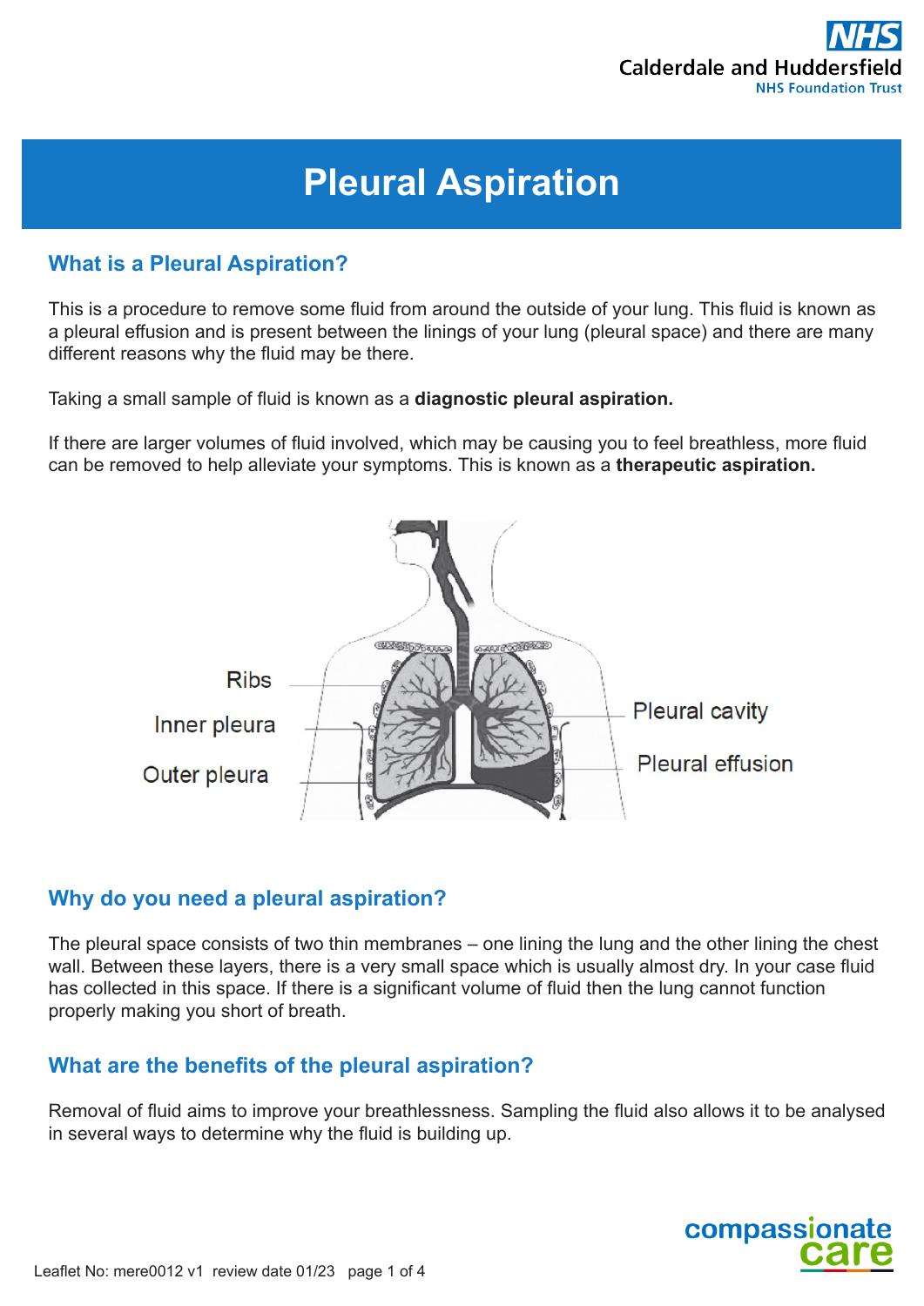# Pleural Aspiration

## What is a Pleural Aspiration?

This is a procedure to remove some fluid from around the outside of your lung. This fluid is known as a pleural effusion and is present between the linings of your lung (pleural space) and there are many different reasons why the fluid may be there.

Taking a small sample of fluid is known as a **diagnostic pleural aspiration.**

If there are larger volumes of fluid involved, which may be causing you to feel breathless, more fluid can be removed to help alleviate your symptoms. This is known as a **therapeutic aspiration.**

Ribs

Inner pleura

Outer pleura

Pleural cavity

Pleural effusion

## Why do you need a pleural aspiration?

The pleural space consists of two thin membranes – one lining the lung and the other lining the chest wall. Between these layers, there is a very small space which is usually almost dry. In your case fluid has collected in this space. If there is a significant volume of fluid then the lung cannot function properly making you short of breath.

## What are the benefits of the pleural aspiration?

Removal of fluid aims to improve your breathlessness. Sampling the fluid also allows it to be analysed in several ways to determine why the fluid is building up.

Leaflet No: mere0012 v1 review date 01/23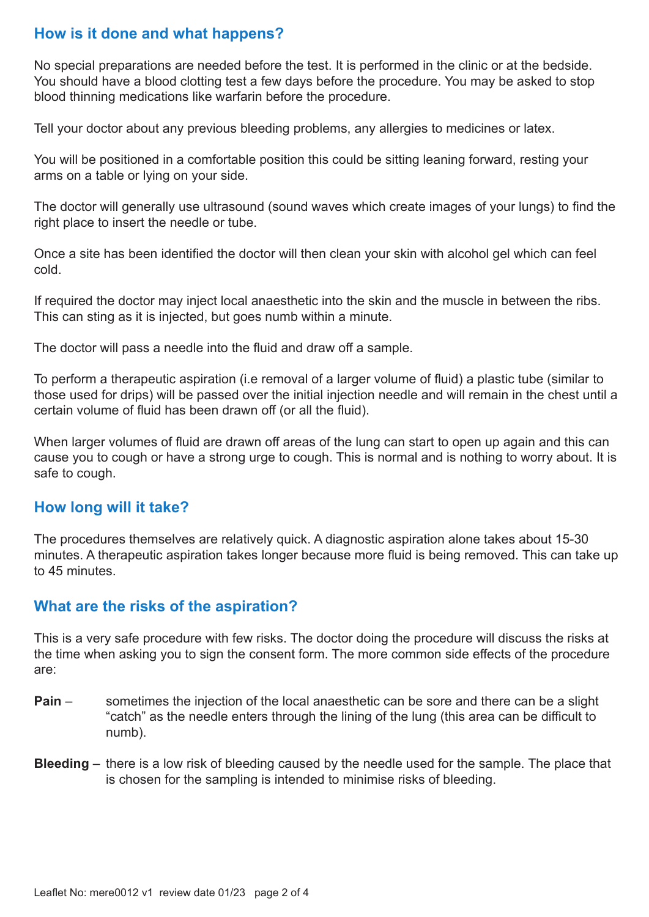## How is it done and what happens?

No special preparations are needed before the test. It is performed in the clinic or at the bedside. You should have a blood clotting test a few days before the procedure. You may be asked to stop blood thinning medications like warfarin before the procedure.

Tell your doctor about any previous bleeding problems, any allergies to medicines or latex.

You will be positioned in a comfortable position this could be sitting leaning forward, resting your arms on a table or lying on your side.

The doctor will generally use ultrasound (sound waves which create images of your lungs) to find the right place to insert the needle or tube.

Once a site has been identified the doctor will then clean your skin with alcohol gel which can feel cold.

If required the doctor may inject local anaesthetic into the skin and the muscle in between the ribs. This can sting as it is injected, but goes numb within a minute.

The doctor will pass a needle into the fluid and draw off a sample.

To perform a therapeutic aspiration (i.e removal of a larger volume of fluid) a plastic tube (similar to those used for drips) will be passed over the initial injection needle and will remain in the chest until a certain volume of fluid has been drawn off (or all the fluid).

When larger volumes of fluid are drawn off areas of the lung can start to open up again and this can cause you to cough or have a strong urge to cough. This is normal and is nothing to worry about. It is safe to cough.

## How long will it take?

The procedures themselves are relatively quick. A diagnostic aspiration alone takes about 15-30 minutes. A therapeutic aspiration takes longer because more fluid is being removed. This can take up to 45 minutes.

## What are the risks of the aspiration?

This is a very safe procedure with few risks. The doctor doing the procedure will discuss the risks at the time when asking you to sign the consent form. The more common side effects of the procedure are:

**Pain** – sometimes the injection of the local anaesthetic can be sore and there can be a slight "catch" as the needle enters through the lining of the lung (this area can be difficult to numb).

**Bleeding** – there is a low risk of bleeding caused by the needle used for the sample. The place that is chosen for the sampling is intended to minimise risks of bleeding.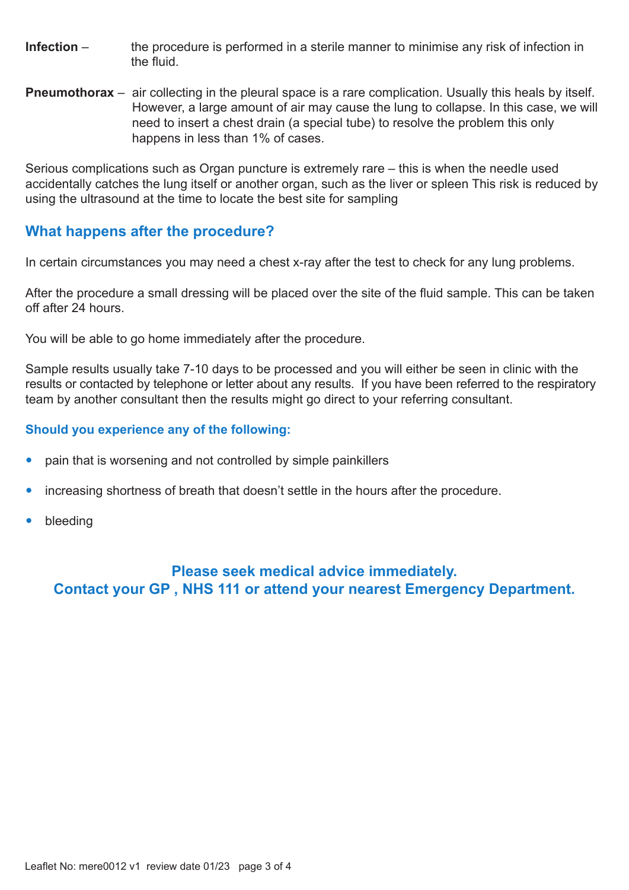**Infection** – the procedure is performed in a sterile manner to minimise any risk of infection in the fluid.

**Pneumothorax** – air collecting in the pleural space is a rare complication. Usually this heals by itself. However, a large amount of air may cause the lung to collapse. In this case, we will need to insert a chest drain (a special tube) to resolve the problem this only happens in less than 1% of cases.

Serious complications such as Organ puncture is extremely rare – this is when the needle used accidentally catches the lung itself or another organ, such as the liver or spleen This risk is reduced by using the ultrasound at the time to locate the best site for sampling

## What happens after the procedure?

In certain circumstances you may need a chest x-ray after the test to check for any lung problems.

After the procedure a small dressing will be placed over the site of the fluid sample. This can be taken off after 24 hours.

You will be able to go home immediately after the procedure.

Sample results usually take 7-10 days to be processed and you will either be seen in clinic with the results or contacted by telephone or letter about any results. If you have been referred to the respiratory team by another consultant then the results might go direct to your referring consultant.

### Should you experience any of the following:

- pain that is worsening and not controlled by simple painkillers
- increasing shortness of breath that doesn't settle in the hours after the procedure.
- bleeding

**Please seek medical advice immediately.**
**Contact your GP , NHS 111 or attend your nearest Emergency Department.**

Leaflet No: mere0012 v1 review date 01/23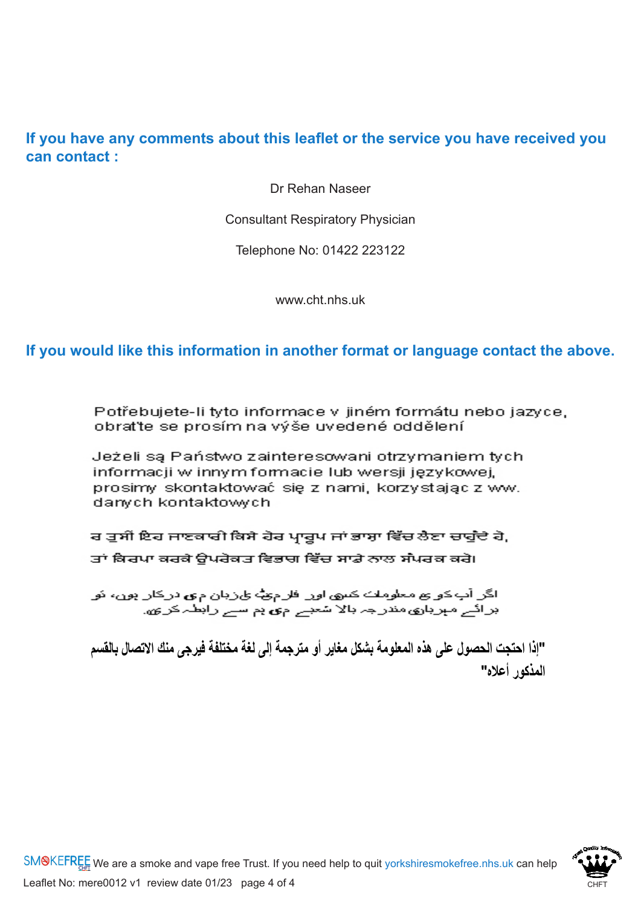**If you have any comments about this leaflet or the service you have received you can contact :**

Dr Rehan Naseer

Consultant Respiratory Physician

Telephone No: 01422 223122

www.cht.nhs.uk

**If you would like this information in another format or language contact the above.**

Potřebujete-li tyto informace v jiném formátu nebo jazyce, obraťte se prosím na výše uvedené oddělení

Jeżeli są Państwo zainteresowani otrzymaniem tych informacji w innym formacie lub wersji językowej, prosimy skontaktować się z nami, korzystając z ww. danych kontaktowych

ਜ ਤੁਸੀਂ ਇਹ ਜਾਣਕਾਰੀ ਕਿਸੇ ਹੋਰ ਪ੍ਰਾਰੂਪ ਜਾਂ ਭਾਸ਼ਾ ਵਿੱਚ ਲੈਣਾ ਚਾਹੁੰਦੇ ਹੋ, ਤਾਂ ਕਿਰਪਾ ਕਰਕੇ ਉਪਰੋਕਤ ਵਿਭਾਗ ਵਿੱਚ ਸਾਡੇ ਨਾਲ ਸੰਪਰਕ ਕਰੋ।

اگر آپ کو یہ معلومات کسی اور فارمیٹ یا زبان میں درکار ہوں، تو برائے مہربانی مندرجہ بالا شعبے میں ہم سے رابطہ کریں۔

**"إذا احتجت الحصول على هذه المعلومة بشكل مغاير أو مترجمة إلى لغة مختلفة فيرجى منك الاتصال بالقسم المذكور أعلاه"**

SMOKEFREE We are a smoke and vape free Trust. If you need help to quit yorkshiresmokefree.nhs.uk can help

Leaflet No: mere0012 v1 review date 01/23